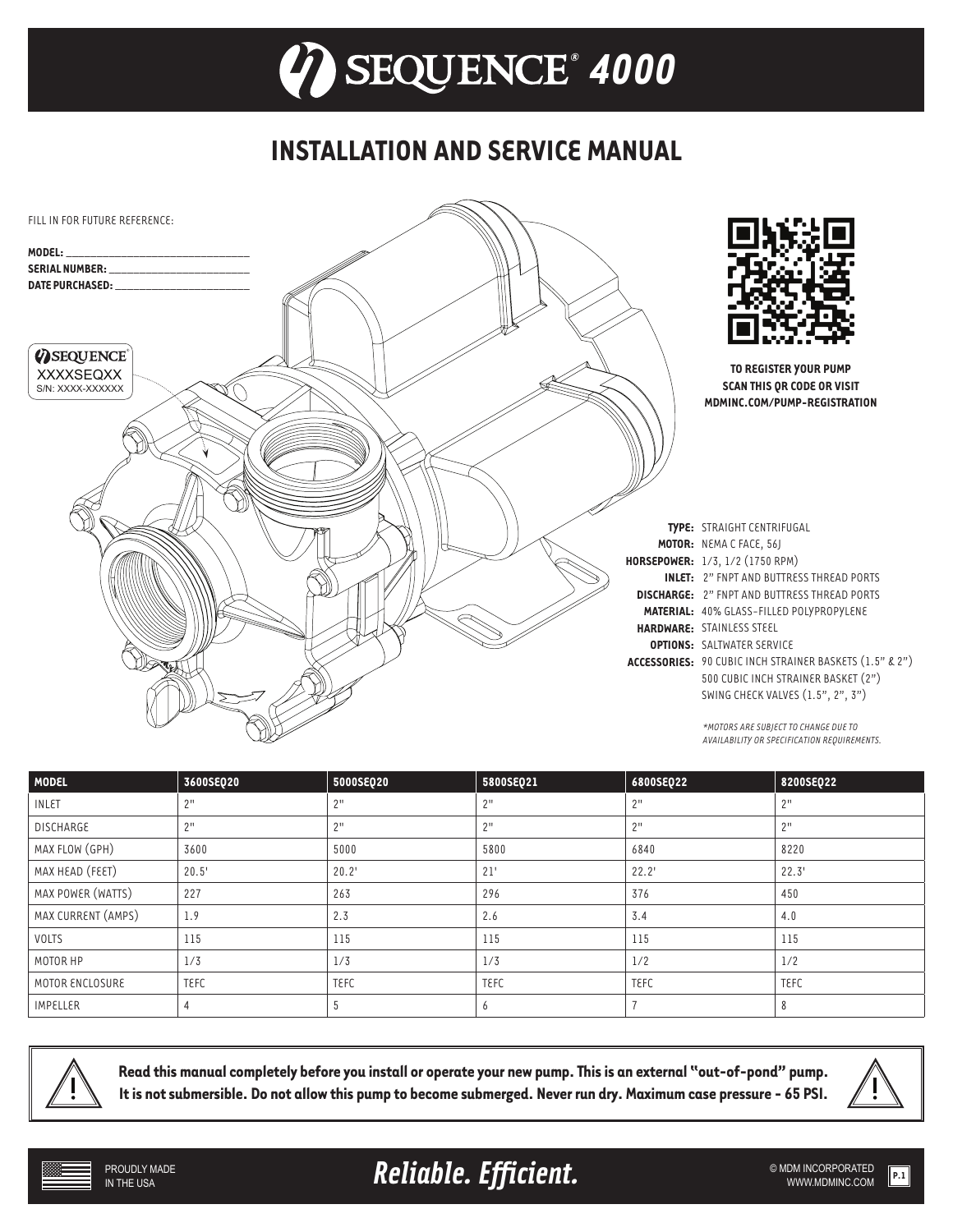# SEQUENCE® 4000

## INSTALLATION AND SERVICE MANUAL

FILL IN FOR FUTURE REFERENCE:

**MODEL:** ______________________

**SERIAL NUMBER:** ______________________

**DATE PURCHASED:** ______________________

SEQUENCE®
XXXXSEQXX
S/N: XXXX-XXXXXX

**TO REGISTER YOUR PUMP SCAN THIS QR CODE OR VISIT MDMINC.COM/PUMP-REGISTRATION**

**TYPE:** STRAIGHT CENTRIFUGAL
**MOTOR:** NEMA C FACE, 56J
**HORSEPOWER:** 1/3, 1/2 (1750 RPM)
**INLET:** 2" FNPT AND BUTTRESS THREAD PORTS
**DISCHARGE:** 2" FNPT AND BUTTRESS THREAD PORTS
**MATERIAL:** 40% GLASS-FILLED POLYPROPYLENE
**HARDWARE:** STAINLESS STEEL
**OPTIONS:** SALTWATER SERVICE
**ACCESSORIES:** 90 CUBIC INCH STRAINER BASKETS (1.5" & 2")
500 CUBIC INCH STRAINER BASKET (2")
SWING CHECK VALVES (1.5", 2", 3")

*\*MOTORS ARE SUBJECT TO CHANGE DUE TO AVAILABILITY OR SPECIFICATION REQUIREMENTS.*

| MODEL | 3600SEQ20 | 5000SEQ20 | 5800SEQ21 | 6800SEQ22 | 8200SEQ22 |
|---|---|---|---|---|---|
| INLET | 2" | 2" | 2" | 2" | 2" |
| DISCHARGE | 2" | 2" | 2" | 2" | 2" |
| MAX FLOW (GPH) | 3600 | 5000 | 5800 | 6840 | 8220 |
| MAX HEAD (FEET) | 20.5' | 20.2' | 21' | 22.2' | 22.3' |
| MAX POWER (WATTS) | 227 | 263 | 296 | 376 | 450 |
| MAX CURRENT (AMPS) | 1.9 | 2.3 | 2.6 | 3.4 | 4.0 |
| VOLTS | 115 | 115 | 115 | 115 | 115 |
| MOTOR HP | 1/3 | 1/3 | 1/3 | 1/2 | 1/2 |
| MOTOR ENCLOSURE | TEFC | TEFC | TEFC | TEFC | TEFC |
| IMPELLER | 4 | 5 | 6 | 7 | 8 |

**Read this manual completely before you install or operate your new pump. This is an external "out-of-pond" pump. It is not submersible. Do not allow this pump to become submerged. Never run dry. Maximum case pressure - 65 PSI.**

PROUDLY MADE IN THE USA

*Reliable. Efficient.*

© MDM INCORPORATED
WWW.MDMINC.COM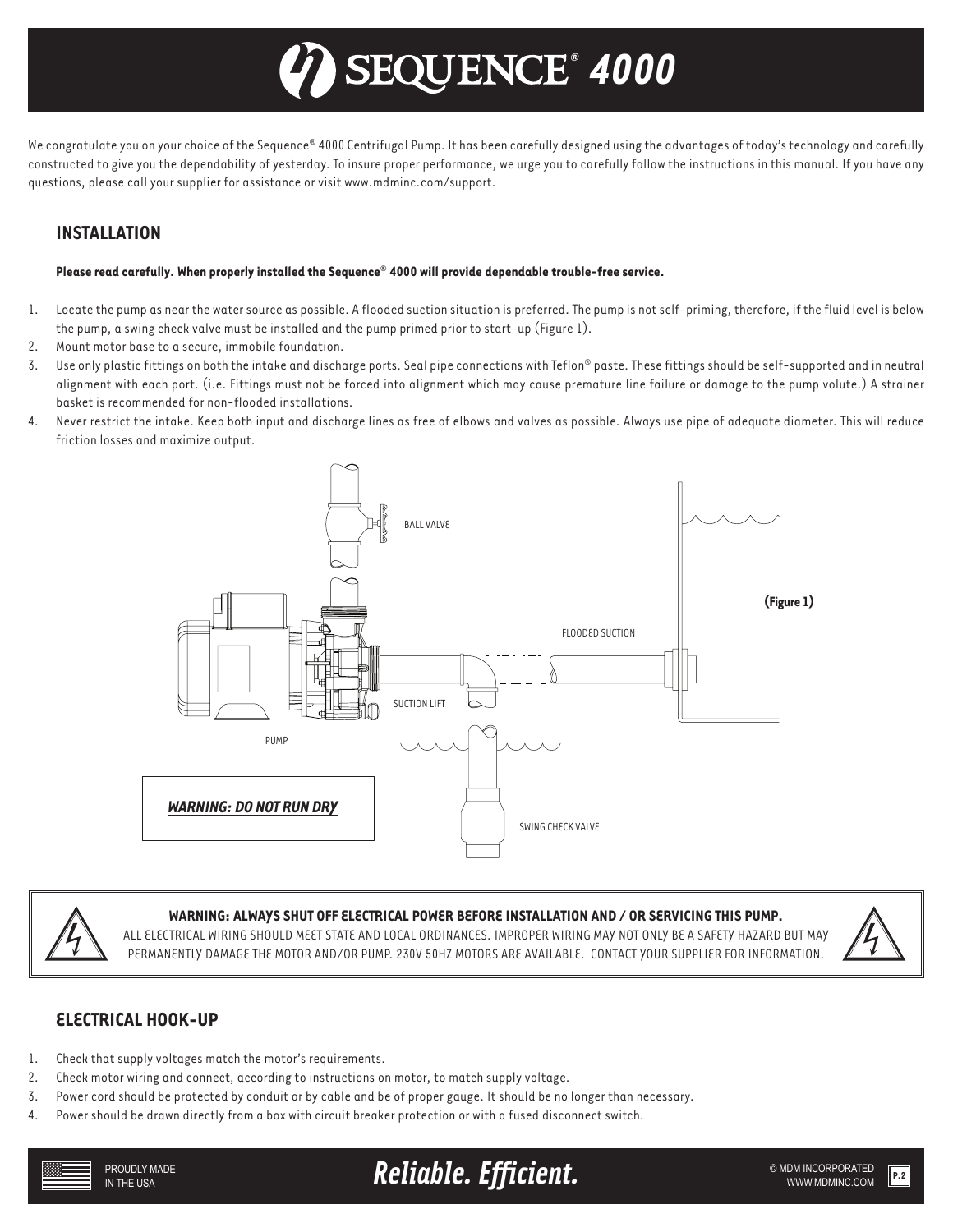# SEQUENCE® 4000

We congratulate you on your choice of the Sequence® 4000 Centrifugal Pump. It has been carefully designed using the advantages of today's technology and carefully constructed to give you the dependability of yesterday. To insure proper performance, we urge you to carefully follow the instructions in this manual. If you have any questions, please call your supplier for assistance or visit www.mdminc.com/support.

## INSTALLATION

**Please read carefully. When properly installed the Sequence® 4000 will provide dependable trouble-free service.**

1. Locate the pump as near the water source as possible. A flooded suction situation is preferred. The pump is not self-priming, therefore, if the fluid level is below the pump, a swing check valve must be installed and the pump primed prior to start-up (Figure 1).
2. Mount motor base to a secure, immobile foundation.
3. Use only plastic fittings on both the intake and discharge ports. Seal pipe connections with Teflon® paste. These fittings should be self-supported and in neutral alignment with each port. (i.e. Fittings must not be forced into alignment which may cause premature line failure or damage to the pump volute.) A strainer basket is recommended for non-flooded installations.
4. Never restrict the intake. Keep both input and discharge lines as free of elbows and valves as possible. Always use pipe of adequate diameter. This will reduce friction losses and maximize output.

BALL VALVE

FLOODED SUCTION

SUCTION LIFT

PUMP

SWING CHECK VALVE

**(Figure 1)**

***WARNING: DO NOT RUN DRY***

**WARNING: ALWAYS SHUT OFF ELECTRICAL POWER BEFORE INSTALLATION AND / OR SERVICING THIS PUMP.**
ALL ELECTRICAL WIRING SHOULD MEET STATE AND LOCAL ORDINANCES. IMPROPER WIRING MAY NOT ONLY BE A SAFETY HAZARD BUT MAY PERMANENTLY DAMAGE THE MOTOR AND/OR PUMP. 230V 50HZ MOTORS ARE AVAILABLE. CONTACT YOUR SUPPLIER FOR INFORMATION.

## ELECTRICAL HOOK-UP

1. Check that supply voltages match the motor's requirements.
2. Check motor wiring and connect, according to instructions on motor, to match supply voltage.
3. Power cord should be protected by conduit or by cable and be of proper gauge. It should be no longer than necessary.
4. Power should be drawn directly from a box with circuit breaker protection or with a fused disconnect switch.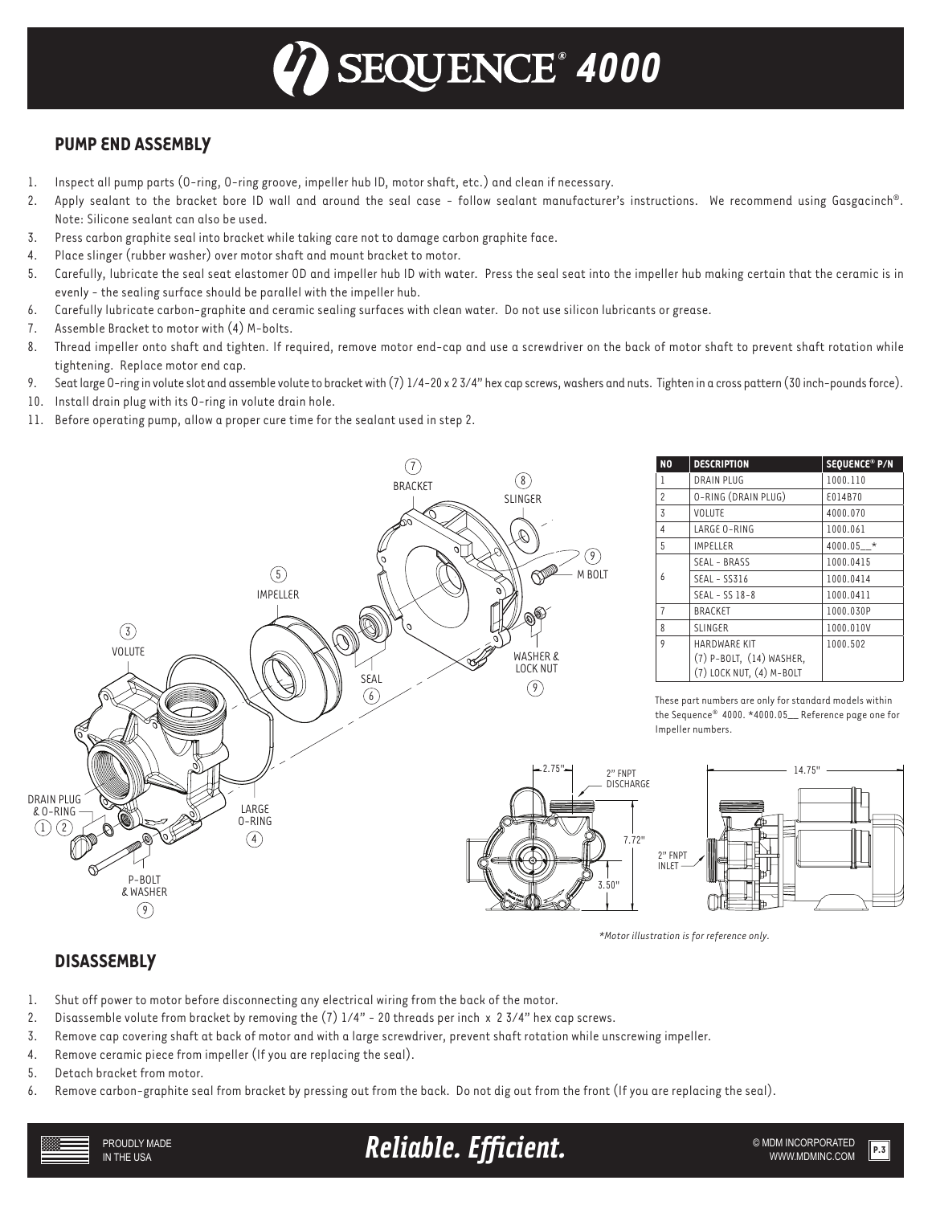# SEQUENCE® 4000

## PUMP END ASSEMBLY

1. Inspect all pump parts (O-ring, O-ring groove, impeller hub ID, motor shaft, etc.) and clean if necessary.
2. Apply sealant to the bracket bore ID wall and around the seal case - follow sealant manufacturer's instructions. We recommend using Gasgacinch®. Note: Silicone sealant can also be used.
3. Press carbon graphite seal into bracket while taking care not to damage carbon graphite face.
4. Place slinger (rubber washer) over motor shaft and mount bracket to motor.
5. Carefully, lubricate the seal seat elastomer OD and impeller hub ID with water. Press the seal seat into the impeller hub making certain that the ceramic is in evenly - the sealing surface should be parallel with the impeller hub.
6. Carefully lubricate carbon-graphite and ceramic sealing surfaces with clean water. Do not use silicon lubricants or grease.
7. Assemble Bracket to motor with (4) M-bolts.
8. Thread impeller onto shaft and tighten. If required, remove motor end-cap and use a screwdriver on the back of motor shaft to prevent shaft rotation while tightening. Replace motor end cap.
9. Seat large O-ring in volute slot and assemble volute to bracket with (7) 1/4-20 x 2 3/4" hex cap screws, washers and nuts. Tighten in a cross pattern (30 inch-pounds force).
10. Install drain plug with its O-ring in volute drain hole.
11. Before operating pump, allow a proper cure time for the sealant used in step 2.

| NO | DESCRIPTION | SEQUENCE® P/N |
|---|---|---|
| 1 | DRAIN PLUG | 1000.110 |
| 2 | O-RING (DRAIN PLUG) | E014B70 |
| 3 | VOLUTE | 4000.070 |
| 4 | LARGE O-RING | 1000.061 |
| 5 | IMPELLER | 4000.05__* |
| 6 | SEAL - BRASS | 1000.0415 |
| | SEAL - SS316 | 1000.0414 |
| | SEAL - SS 18-8 | 1000.0411 |
| 7 | BRACKET | 1000.030P |
| 8 | SLINGER | 1000.010V |
| 9 | HARDWARE KIT (7) P-BOLT, (14) WASHER, (7) LOCK NUT, (4) M-BOLT | 1000.502 |

These part numbers are only for standard models within the Sequence® 4000. *4000.05__ Reference page one for Impeller numbers.

*\*Motor illustration is for reference only.*

## DISASSEMBLY

1. Shut off power to motor before disconnecting any electrical wiring from the back of the motor.
2. Disassemble volute from bracket by removing the (7) 1/4" - 20 threads per inch x 2 3/4" hex cap screws.
3. Remove cap covering shaft at back of motor and with a large screwdriver, prevent shaft rotation while unscrewing impeller.
4. Remove ceramic piece from impeller (If you are replacing the seal).
5. Detach bracket from motor.
6. Remove carbon-graphite seal from bracket by pressing out from the back. Do not dig out from the front (If you are replacing the seal).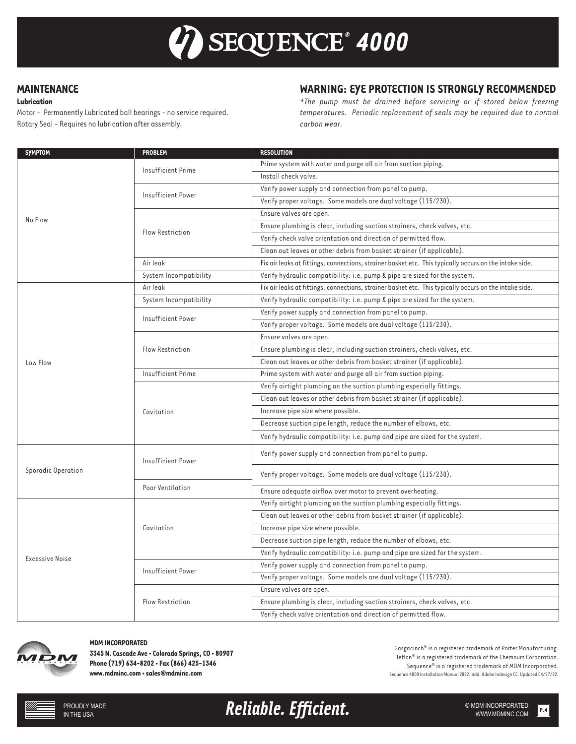# SEQUENCE® 4000

## MAINTENANCE

**Lubrication**

Motor - Permanently Lubricated ball bearings - no service required.
Rotary Seal - Requires no lubrication after assembly.

## WARNING: EYE PROTECTION IS STRONGLY RECOMMENDED

*\*The pump must be drained before servicing or if stored below freezing temperatures. Periodic replacement of seals may be required due to normal carbon wear.*

| SYMPTOM | PROBLEM | RESOLUTION |
|---|---|---|
| No Flow | Insufficient Prime | Prime system with water and purge all air from suction piping. |
| | | Install check valve. |
| | Insufficient Power | Verify power supply and connection from panel to pump. |
| | | Verify proper voltage. Some models are dual voltage (115/230). |
| | Flow Restriction | Ensure valves are open. |
| | | Ensure plumbing is clear, including suction strainers, check valves, etc. |
| | | Verify check valve orientation and direction of permitted flow. |
| | | Clean out leaves or other debris from basket strainer (if applicable). |
| | Air leak | Fix air leaks at fittings, connections, strainer basket etc. This typically occurs on the intake side. |
| | System Incompatibility | Verify hydraulic compatibility: i.e. pump & pipe are sized for the system. |
| Low Flow | Air leak | Fix air leaks at fittings, connections, strainer basket etc. This typically occurs on the intake side. |
| | System Incompatibility | Verify hydraulic compatibility: i.e. pump & pipe are sized for the system. |
| | Insufficient Power | Verify power supply and connection from panel to pump. |
| | | Verify proper voltage. Some models are dual voltage (115/230). |
| | Flow Restriction | Ensure valves are open. |
| | | Ensure plumbing is clear, including suction strainers, check valves, etc. |
| | | Clean out leaves or other debris from basket strainer (if applicable). |
| | Insufficient Prime | Prime system with water and purge all air from suction piping. |
| | Cavitation | Verify airtight plumbing on the suction plumbing especially fittings. |
| | | Clean out leaves or other debris from basket strainer (if applicable). |
| | | Increase pipe size where possible. |
| | | Decrease suction pipe length, reduce the number of elbows, etc. |
| | | Verify hydraulic compatibility: i.e. pump and pipe are sized for the system. |
| Sporadic Operation | Insufficient Power | Verify power supply and connection from panel to pump. |
| | | Verify proper voltage. Some models are dual voltage (115/230). |
| | Poor Ventilation | Ensure adequate airflow over motor to prevent overheating. |
| Excessive Noise | Cavitation | Verify airtight plumbing on the suction plumbing especially fittings. |
| | | Clean out leaves or other debris from basket strainer (if applicable). |
| | | Increase pipe size where possible. |
| | | Decrease suction pipe length, reduce the number of elbows, etc. |
| | | Verify hydraulic compatibility: i.e. pump and pipe are sized for the system. |
| | Insufficient Power | Verify power supply and connection from panel to pump. |
| | | Verify proper voltage. Some models are dual voltage (115/230). |
| | Flow Restriction | Ensure valves are open. |
| | | Ensure plumbing is clear, including suction strainers, check valves, etc. |
| | | Verify check valve orientation and direction of permitted flow. |

**MDM INCORPORATED**
**3345 N. Cascade Ave • Colorado Springs, CO • 80907**
**Phone (719) 634-8202 • Fax (866) 425-1346**
**www.mdminc.com • sales@mdminc.com**

Gasgacinch® is a registered trademark of Porter Manufacturing.
Teflon® is a registered trademark of the Chemours Corporation.
Sequence® is a registered trademark of MDM Incorporated.
Sequence 4000 Installation Manual 2022.indd. Adobe Indesign CC. Updated 04/27/22.

PROUDLY MADE IN THE USA

***Reliable. Efficient.***

© MDM INCORPORATED
WWW.MDMINC.COM